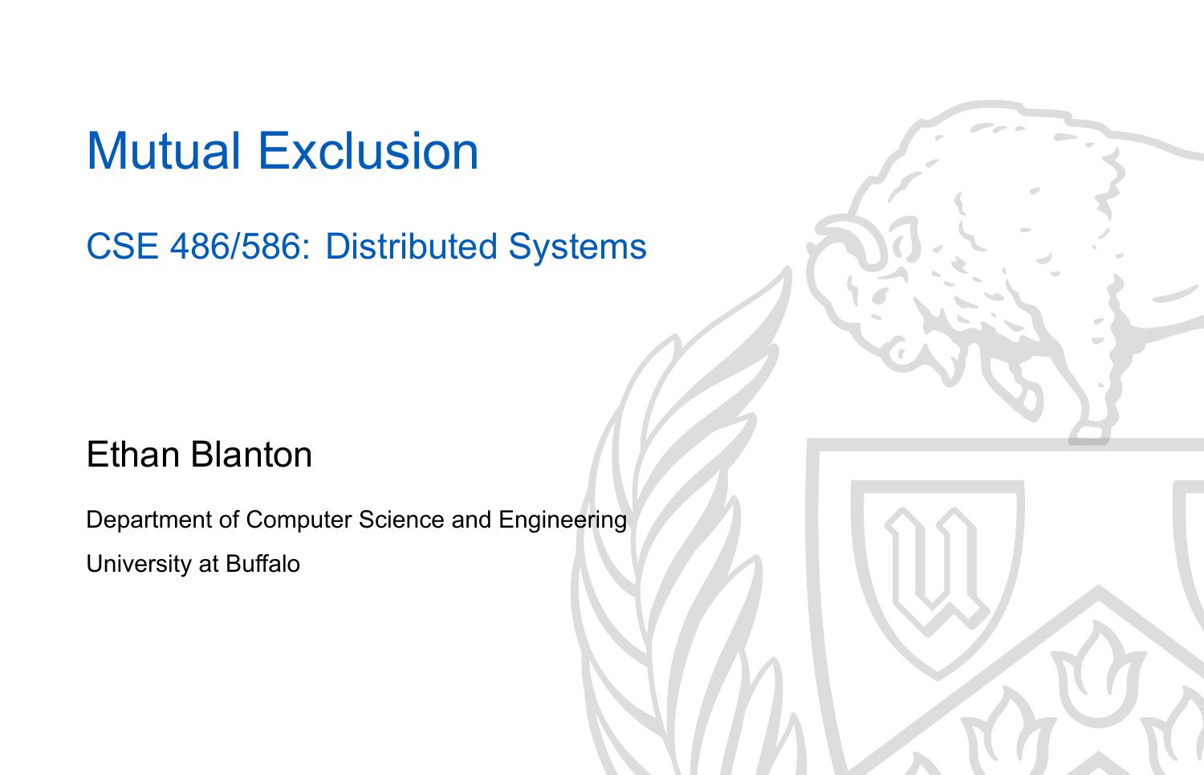# Mutual Exclusion

## CSE 486/586: Distributed Systems

Ethan Blanton

Department of Computer Science and Engineering

University at Buffalo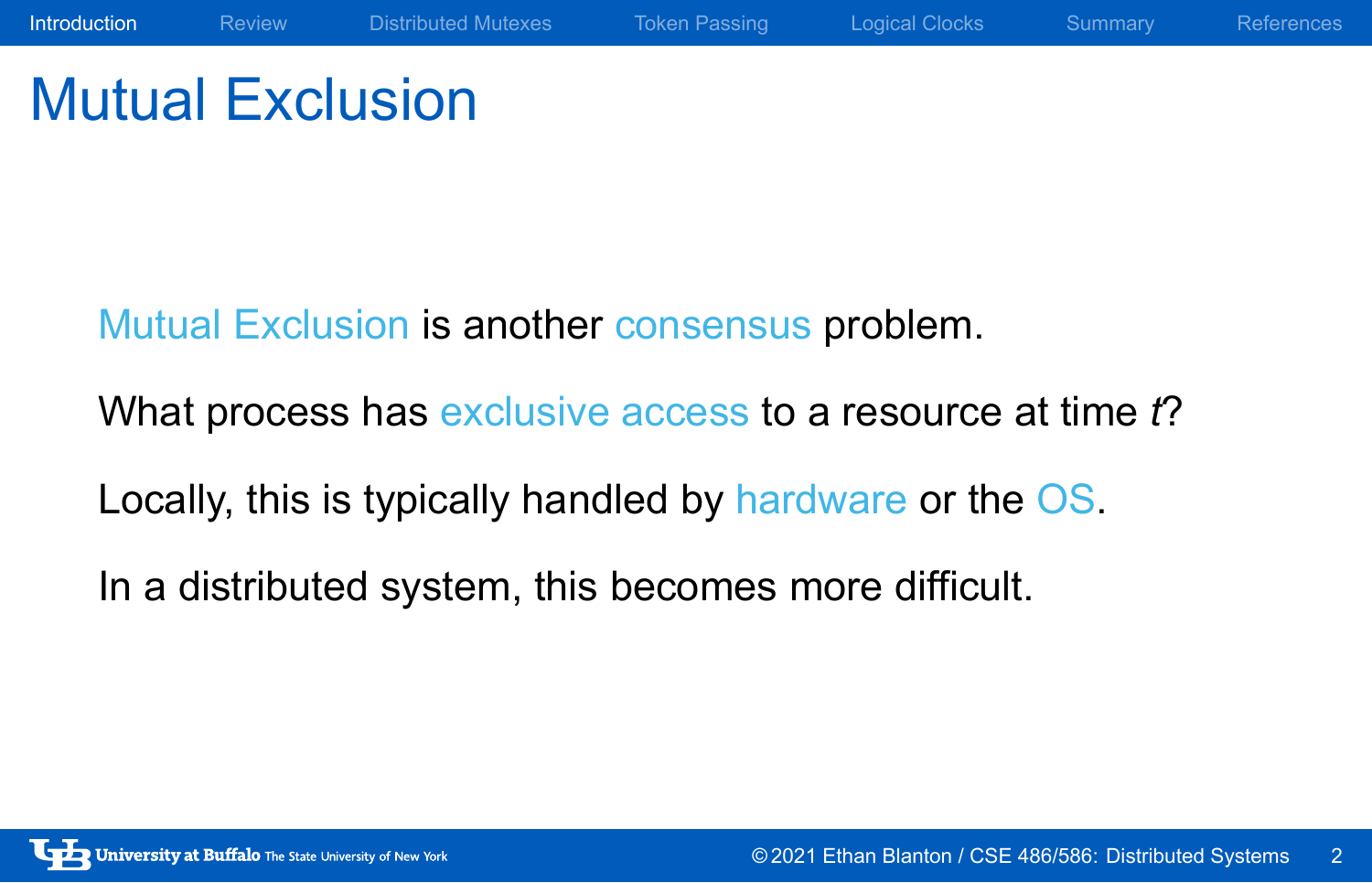# Mutual Exclusion

Mutual Exclusion is another consensus problem.

What process has exclusive access to a resource at time $t$?

Locally, this is typically handled by hardware or the OS.

In a distributed system, this becomes more difficult.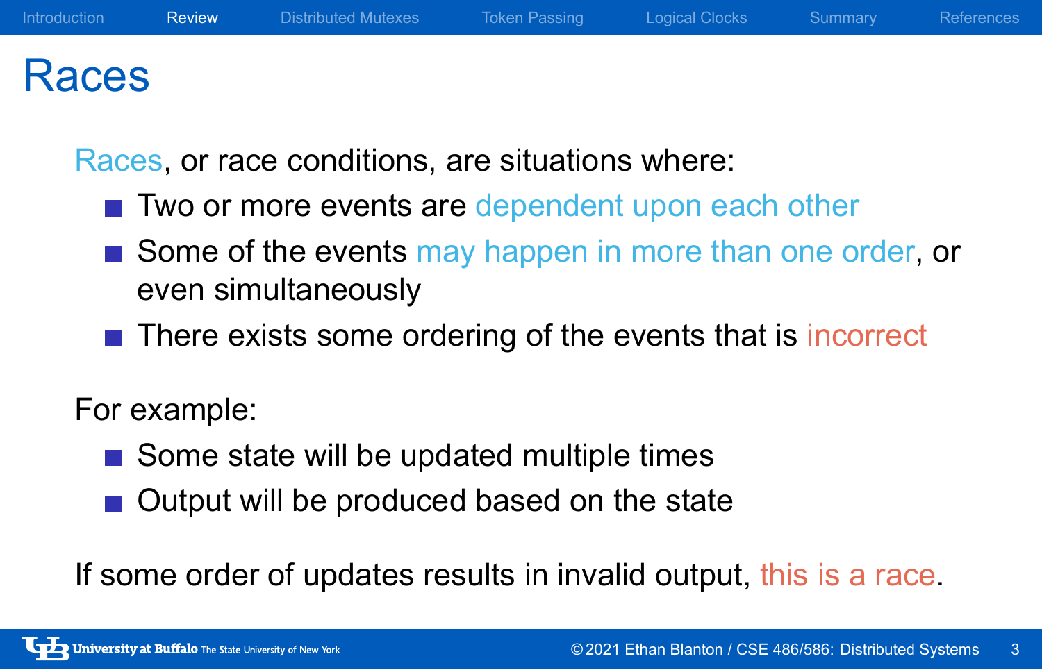# Races

Races, or race conditions, are situations where:

- Two or more events are dependent upon each other
- Some of the events may happen in more than one order, or even simultaneously
- There exists some ordering of the events that is incorrect

For example:

- Some state will be updated multiple times
- Output will be produced based on the state

If some order of updates results in invalid output, this is a race.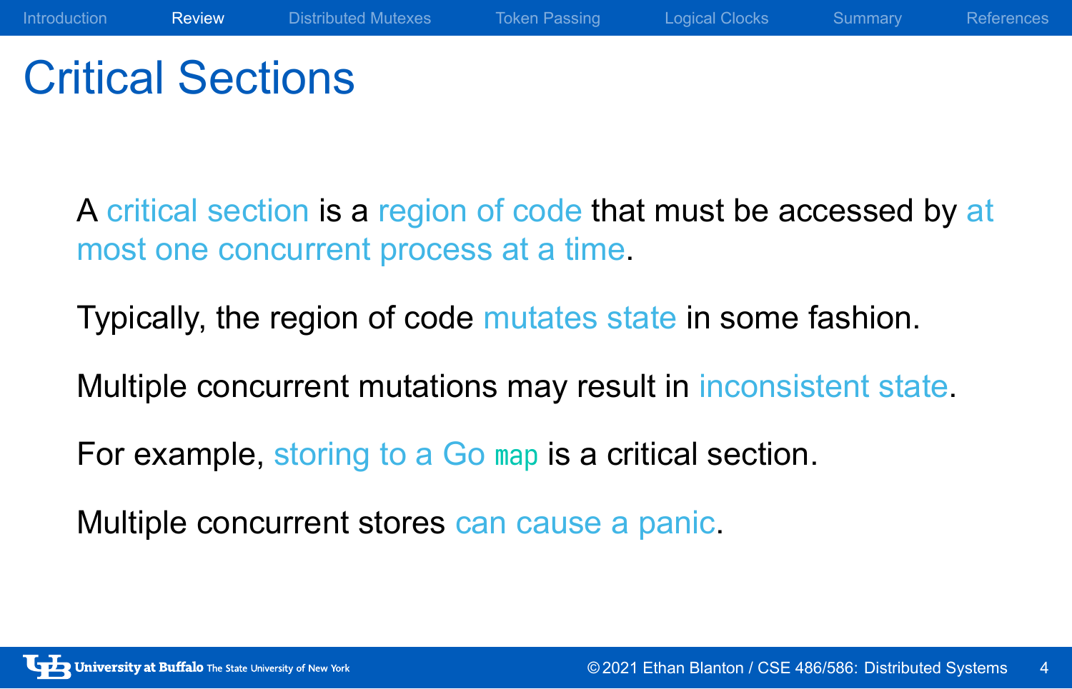# Critical Sections

A critical section is a region of code that must be accessed by at most one concurrent process at a time.

Typically, the region of code mutates state in some fashion.

Multiple concurrent mutations may result in inconsistent state.

For example, storing to a Go `map` is a critical section.

Multiple concurrent stores can cause a panic.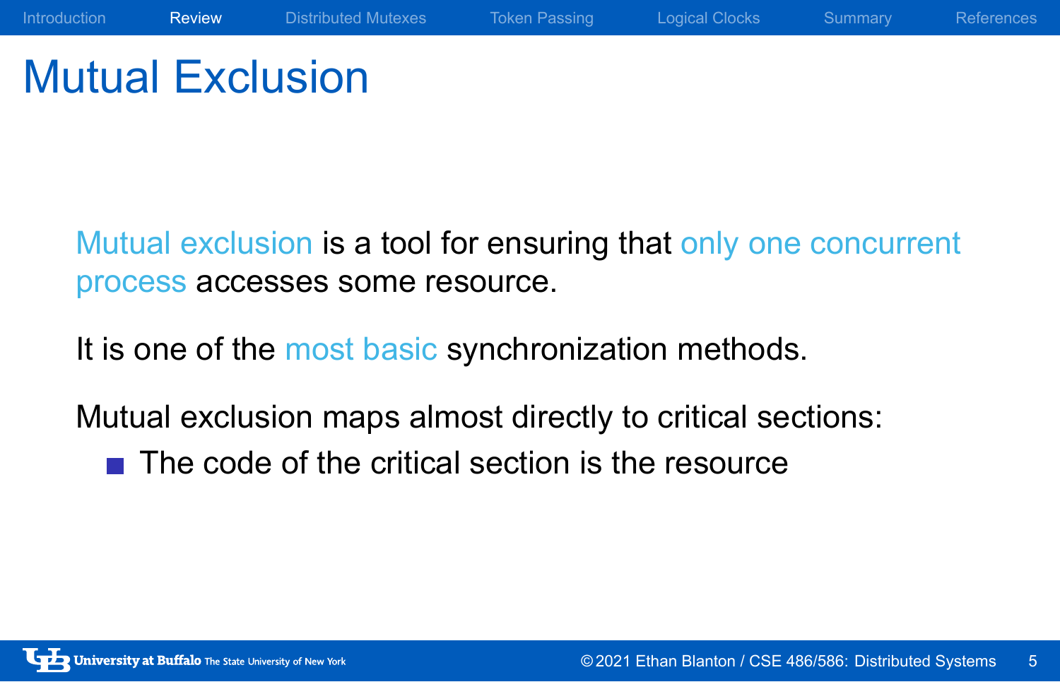# Mutual Exclusion

Mutual exclusion is a tool for ensuring that only one concurrent process accesses some resource.

It is one of the most basic synchronization methods.

Mutual exclusion maps almost directly to critical sections:

- The code of the critical section is the resource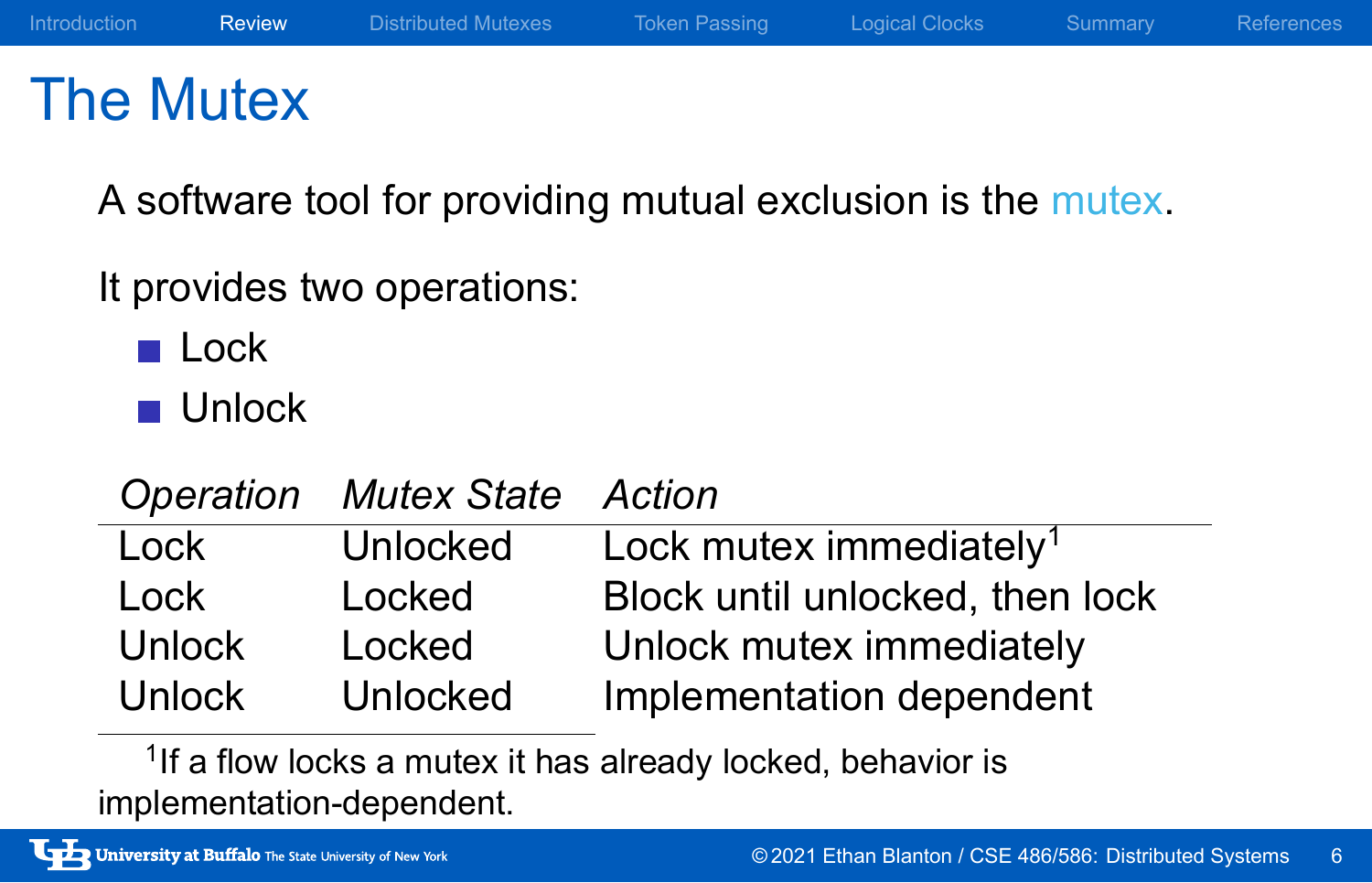# The Mutex

A software tool for providing mutual exclusion is the mutex.

It provides two operations:

- Lock
- Unlock

| *Operation* | *Mutex State* | *Action* |
|---|---|---|
| Lock | Unlocked | Lock mutex immediately[1] |
| Lock | Locked | Block until unlocked, then lock |
| Unlock | Locked | Unlock mutex immediately |
| Unlock | Unlocked | Implementation dependent |

[1] If a flow locks a mutex it has already locked, behavior is implementation-dependent.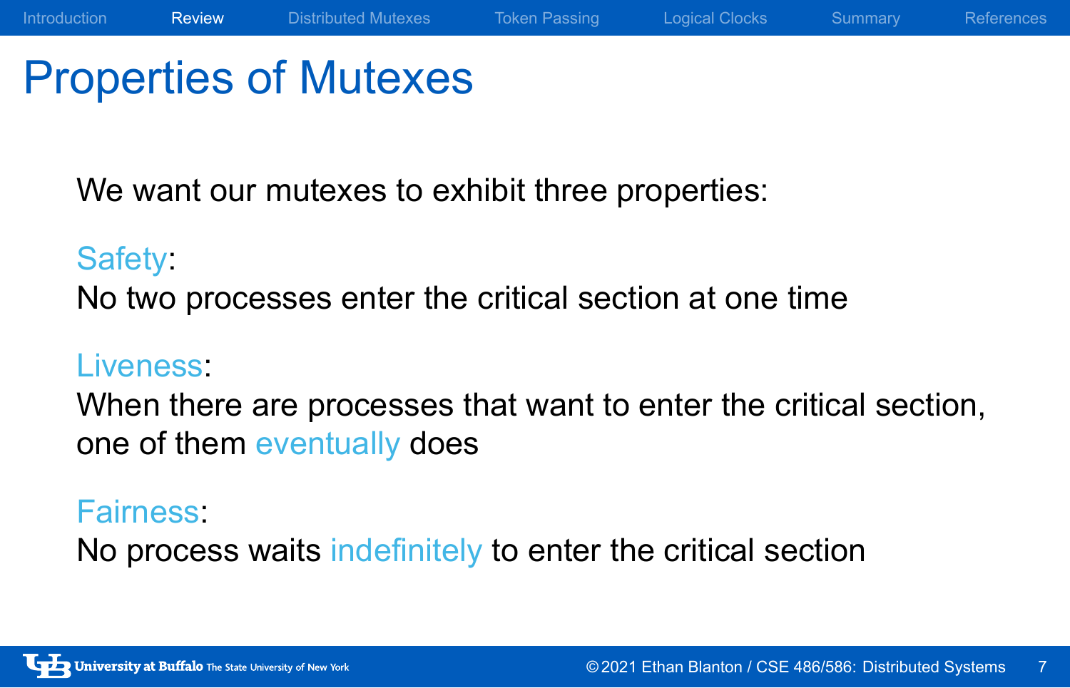# Properties of Mutexes

We want our mutexes to exhibit three properties:

**Safety**:
No two processes enter the critical section at one time

**Liveness**:
When there are processes that want to enter the critical section, one of them *eventually* does

**Fairness**:
No process waits *indefinitely* to enter the critical section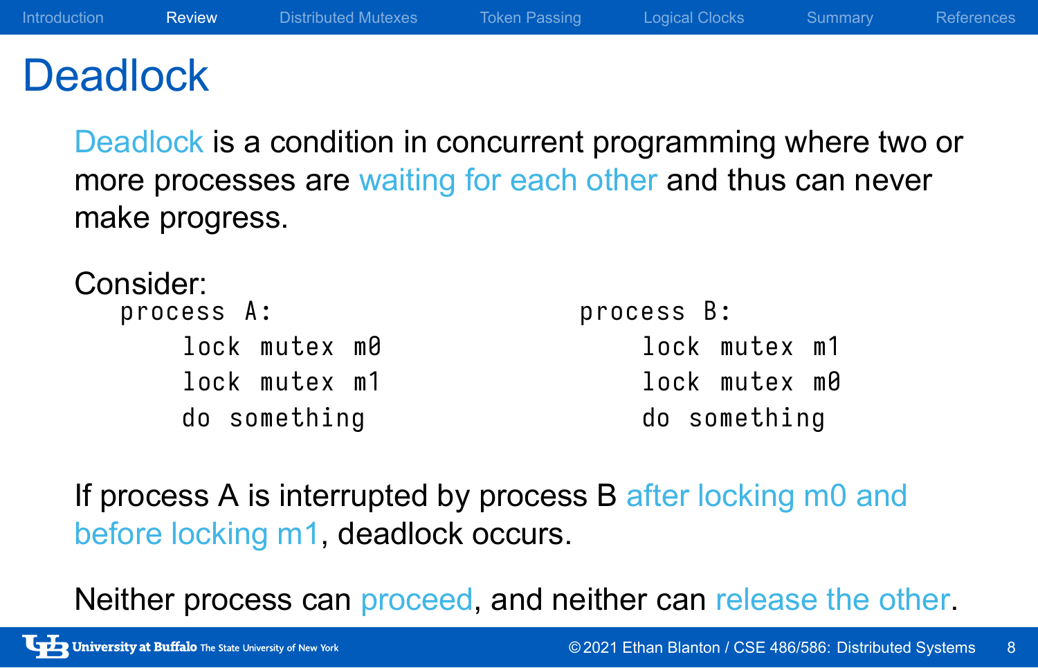# Deadlock

Deadlock is a condition in concurrent programming where two or more processes are waiting for each other and thus can never make progress.

Consider:

```
process A:
    lock mutex m0
    lock mutex m1
    do something
```

```
process B:
    lock mutex m1
    lock mutex m0
    do something
```

If process A is interrupted by process B after locking m0 and before locking m1, deadlock occurs.

Neither process can proceed, and neither can release the other.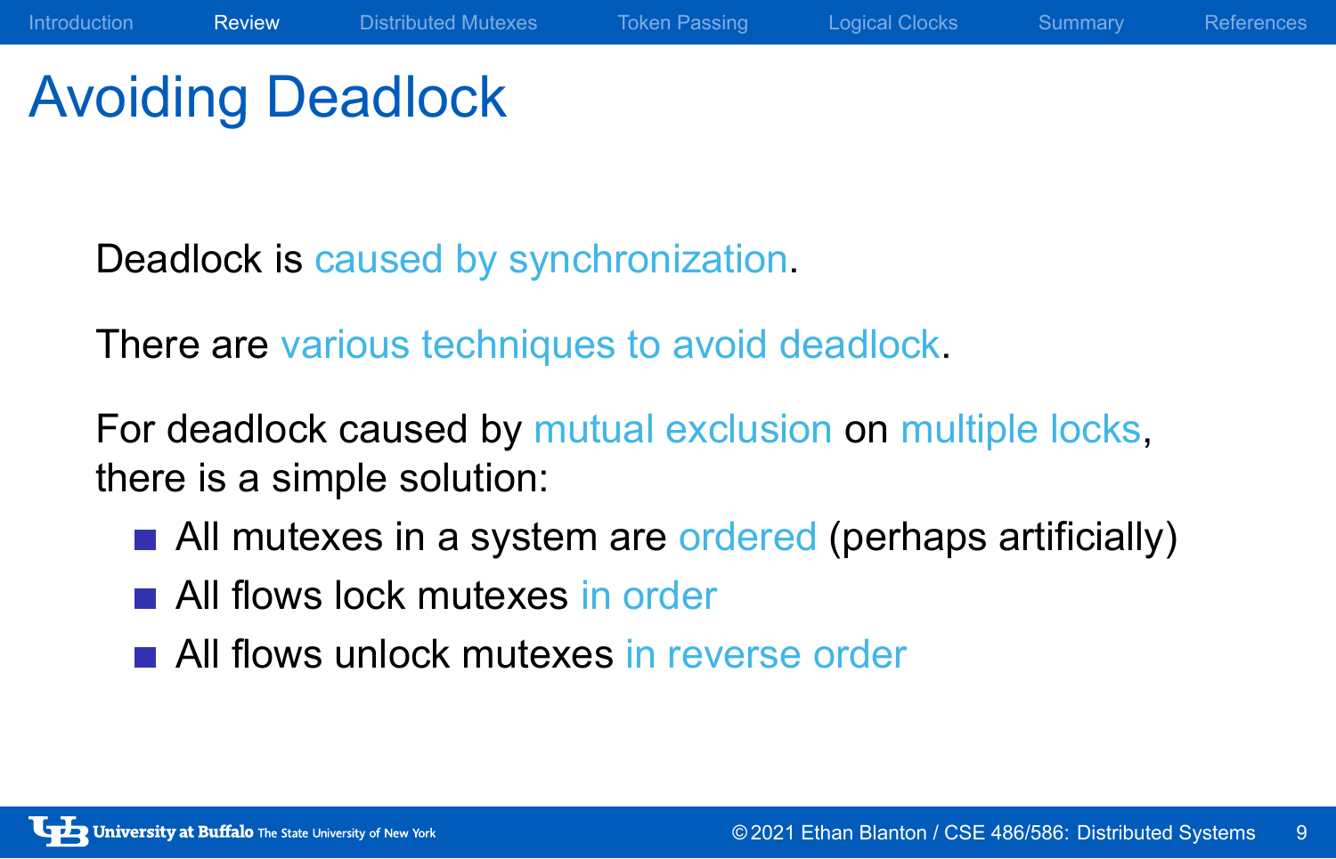# Avoiding Deadlock

Deadlock is caused by synchronization.

There are various techniques to avoid deadlock.

For deadlock caused by mutual exclusion on multiple locks, there is a simple solution:

- All mutexes in a system are ordered (perhaps artificially)
- All flows lock mutexes in order
- All flows unlock mutexes in reverse order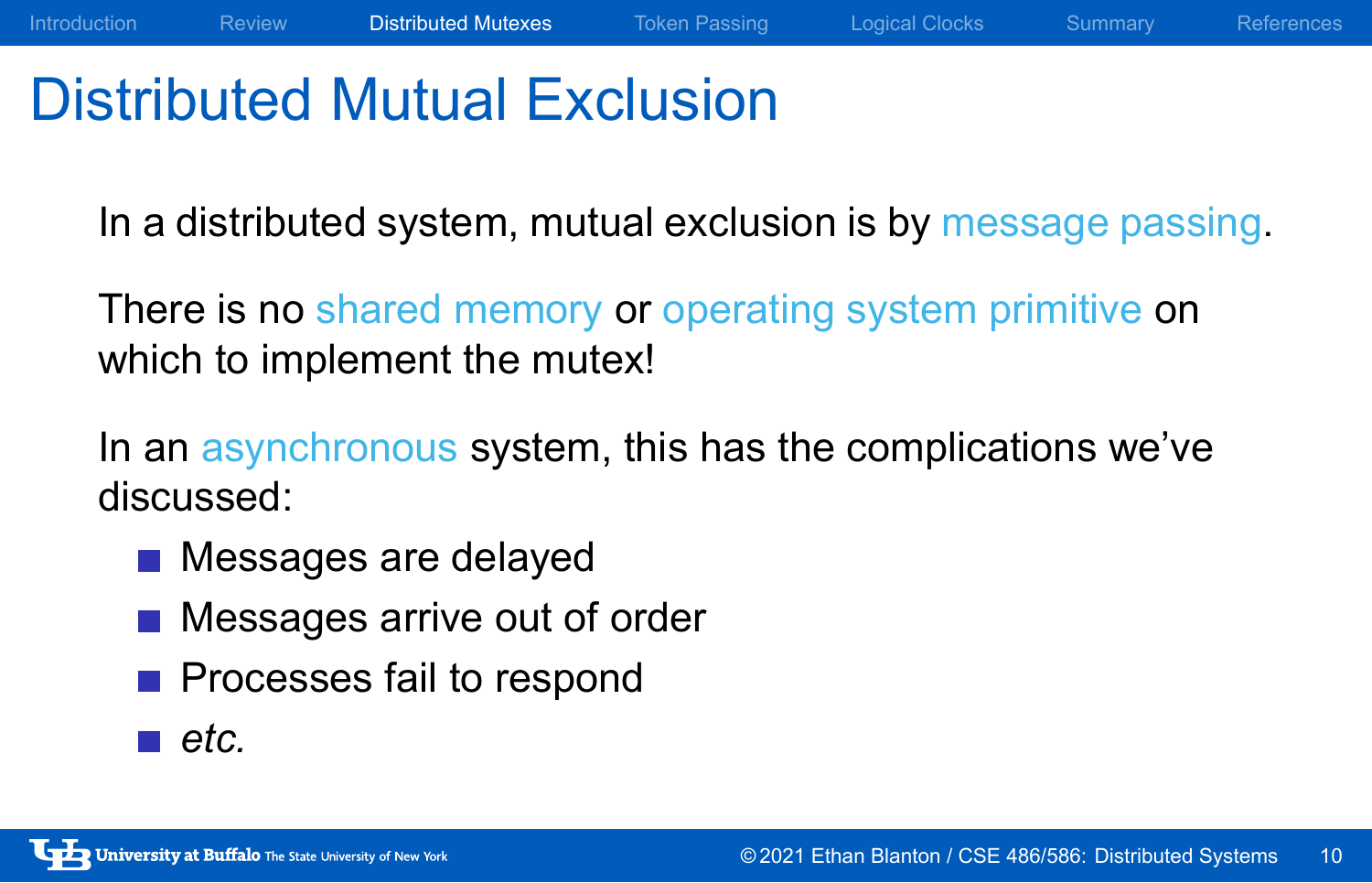# Distributed Mutual Exclusion

In a distributed system, mutual exclusion is by message passing.

There is no shared memory or operating system primitive on which to implement the mutex!

In an asynchronous system, this has the complications we've discussed:

- Messages are delayed
- Messages arrive out of order
- Processes fail to respond
- *etc.*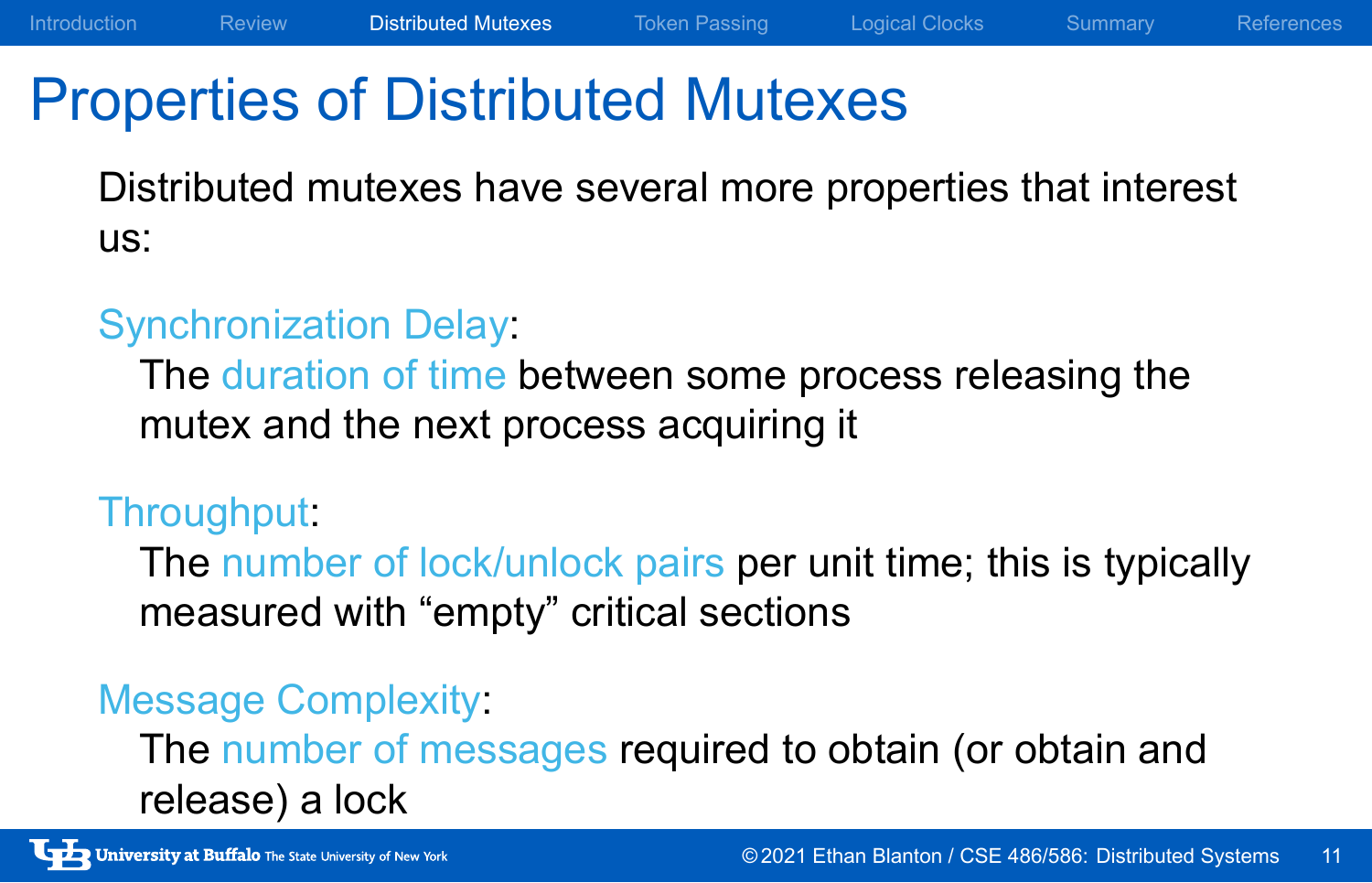# Properties of Distributed Mutexes

Distributed mutexes have several more properties that interest us:

**Synchronization Delay**:
The duration of time between some process releasing the mutex and the next process acquiring it

**Throughput**:
The number of lock/unlock pairs per unit time; this is typically measured with "empty" critical sections

**Message Complexity**:
The number of messages required to obtain (or obtain and release) a lock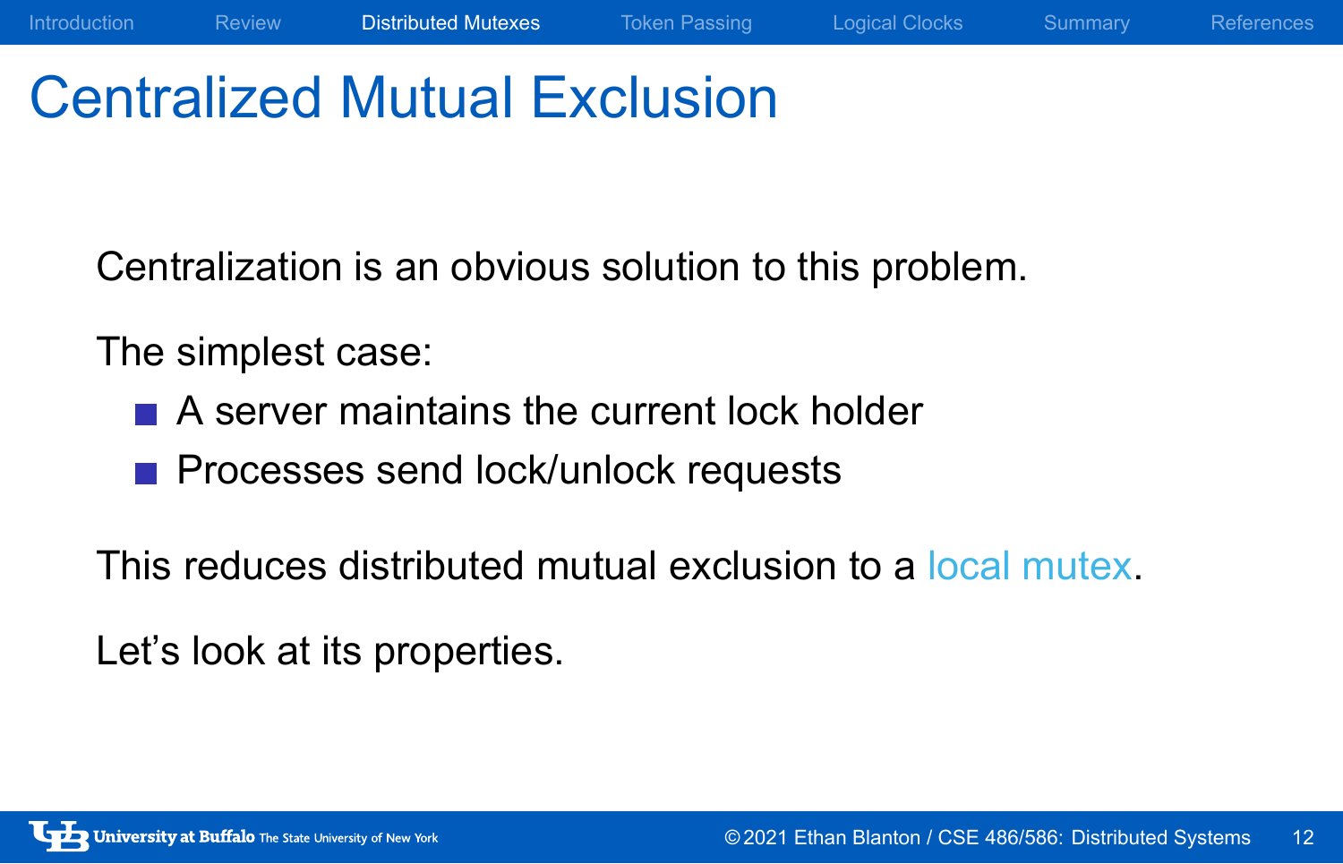# Centralized Mutual Exclusion

Centralization is an obvious solution to this problem.

The simplest case:

- A server maintains the current lock holder
- Processes send lock/unlock requests

This reduces distributed mutual exclusion to a local mutex.

Let's look at its properties.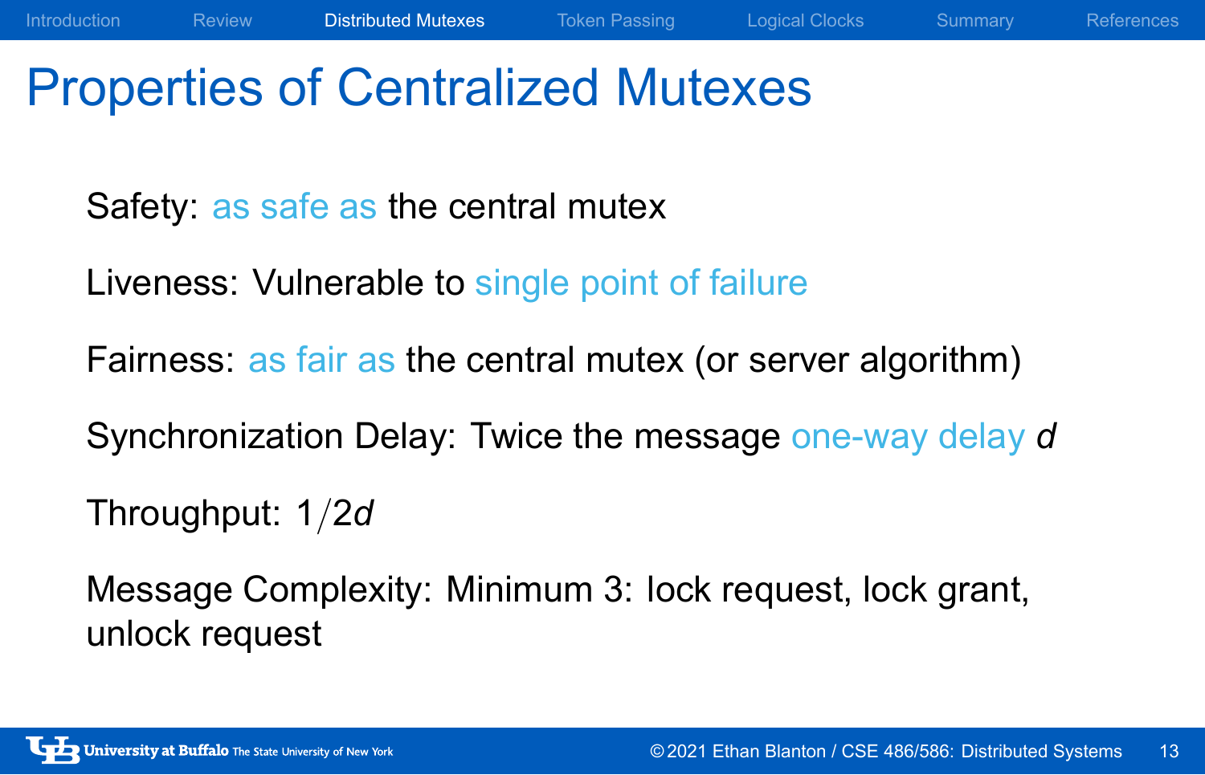# Properties of Centralized Mutexes

Safety: as safe as the central mutex

Liveness: Vulnerable to single point of failure

Fairness: as fair as the central mutex (or server algorithm)

Synchronization Delay: Twice the message one-way delay $d$

Throughput: $1/2d$

Message Complexity: Minimum 3: lock request, lock grant, unlock request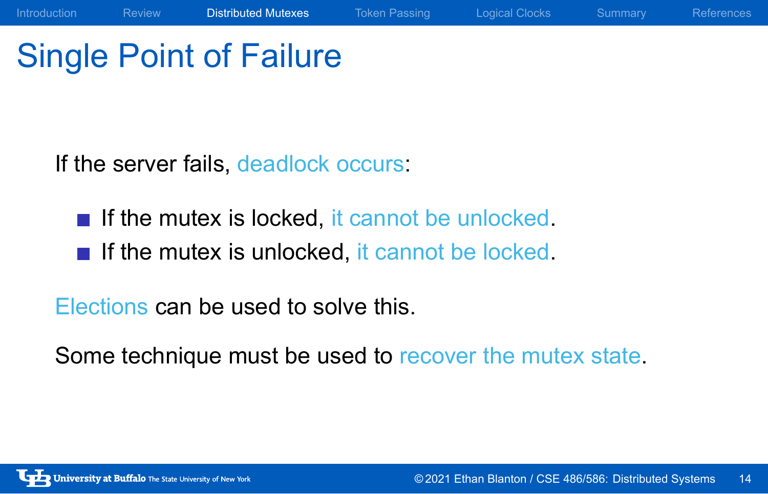# Single Point of Failure

If the server fails, deadlock occurs:

- If the mutex is locked, it cannot be unlocked.
- If the mutex is unlocked, it cannot be locked.

Elections can be used to solve this.

Some technique must be used to recover the mutex state.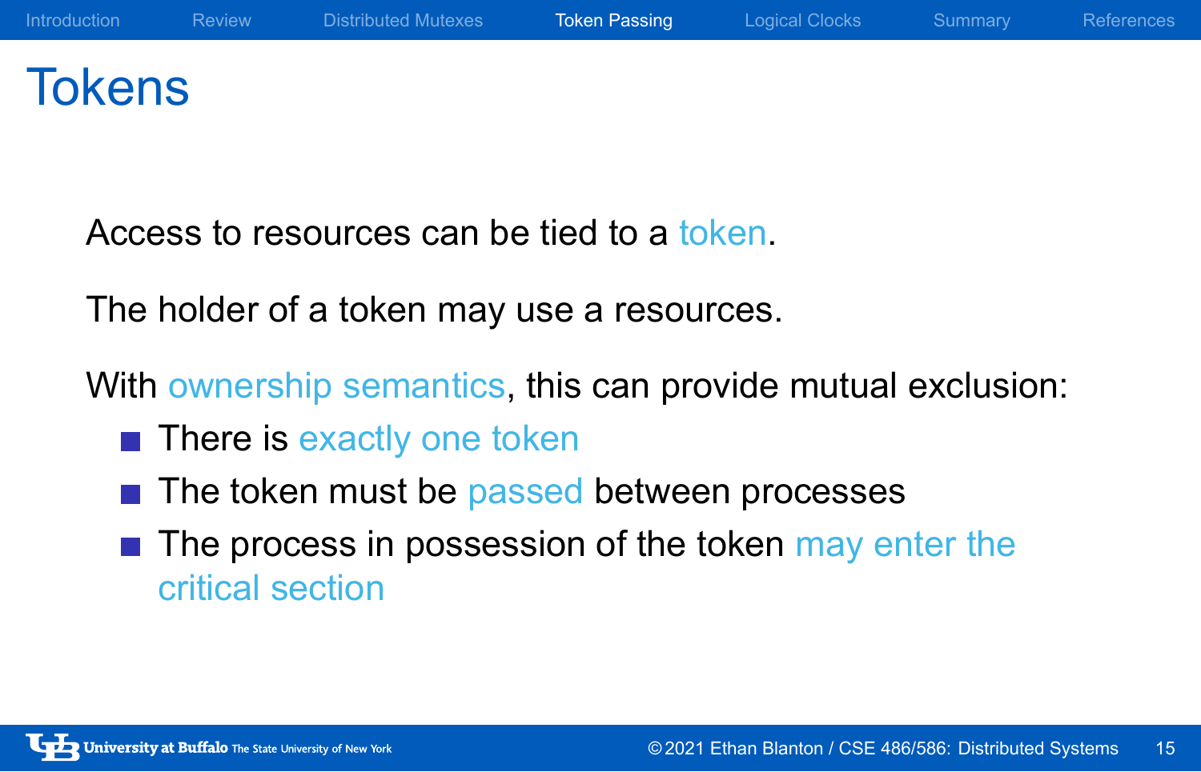# Tokens

Access to resources can be tied to a token.

The holder of a token may use a resources.

With ownership semantics, this can provide mutual exclusion:

- There is exactly one token
- The token must be passed between processes
- The process in possession of the token may enter the critical section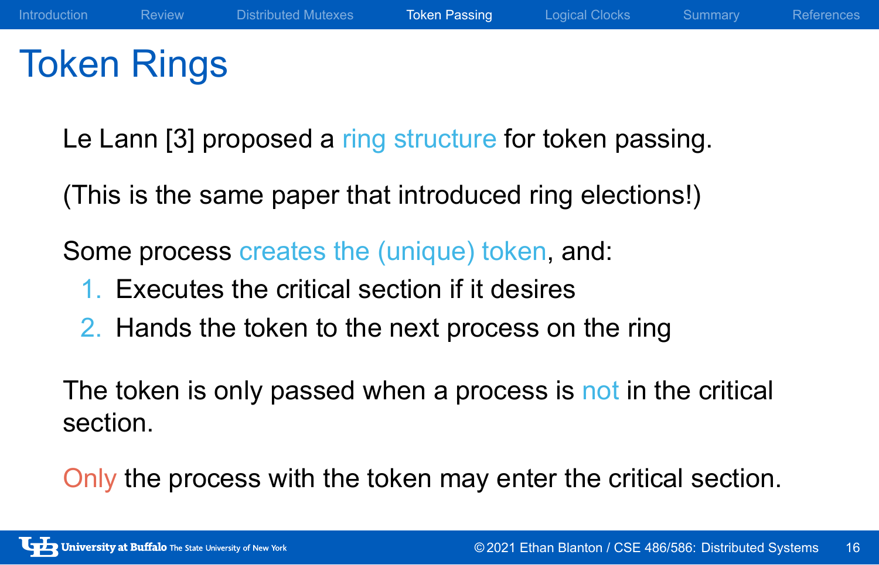# Token Rings

Le Lann [3] proposed a ring structure for token passing.

(This is the same paper that introduced ring elections!)

Some process creates the (unique) token, and:

1. Executes the critical section if it desires
2. Hands the token to the next process on the ring

The token is only passed when a process is not in the critical section.

Only the process with the token may enter the critical section.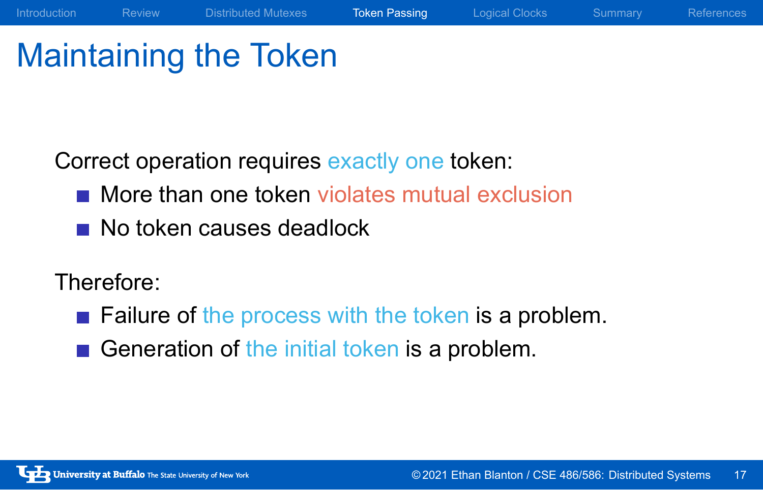# Maintaining the Token

Correct operation requires exactly one token:

- More than one token violates mutual exclusion
- No token causes deadlock

Therefore:

- Failure of the process with the token is a problem.
- Generation of the initial token is a problem.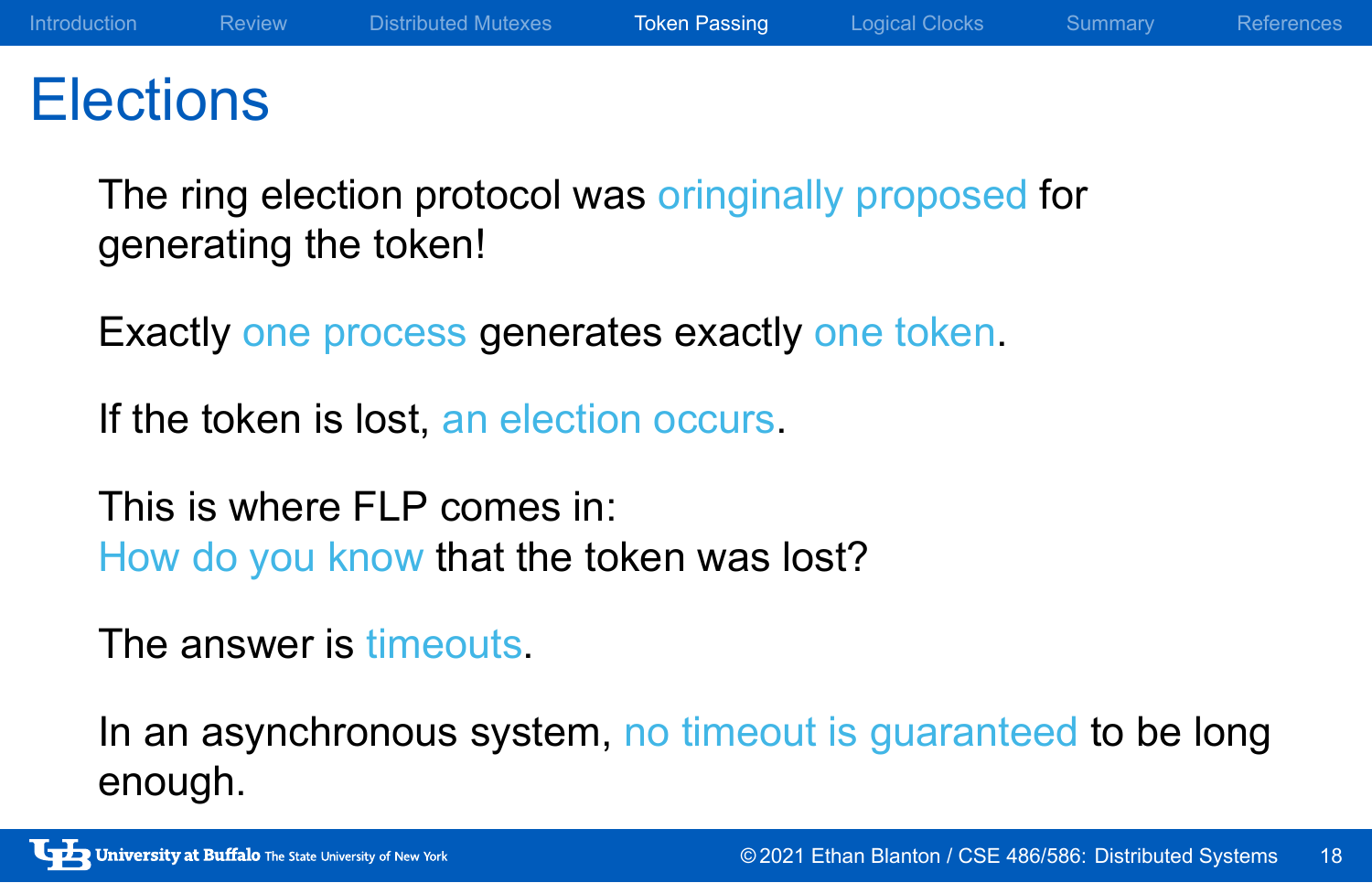# Elections

The ring election protocol was oringinally proposed for generating the token!

Exactly one process generates exactly one token.

If the token is lost, an election occurs.

This is where FLP comes in:
How do you know that the token was lost?

The answer is timeouts.

In an asynchronous system, no timeout is guaranteed to be long enough.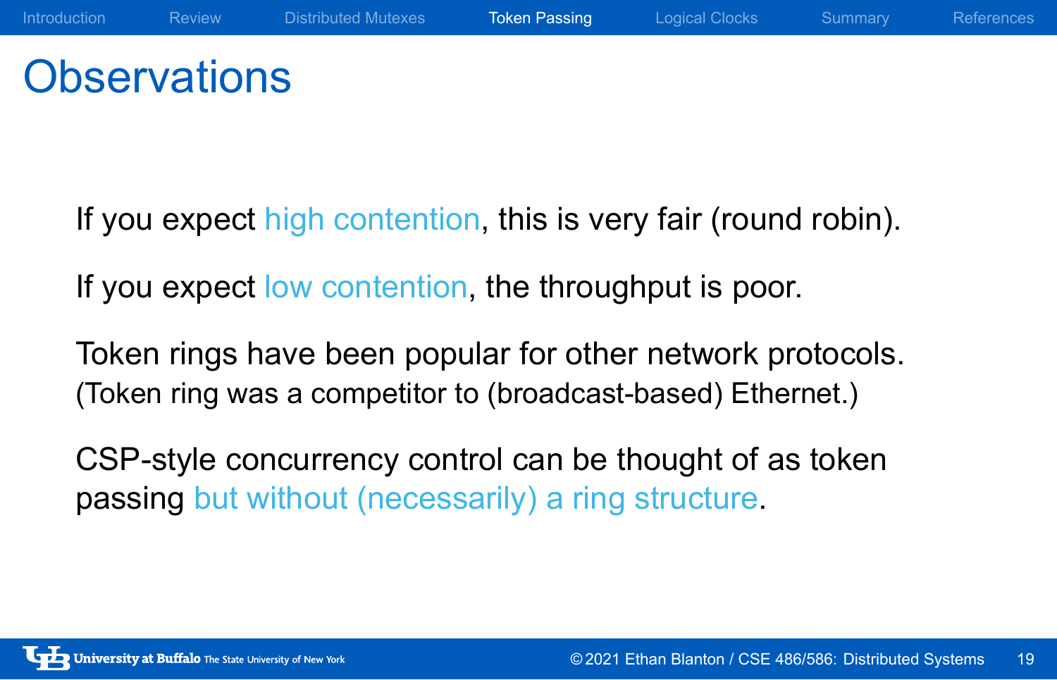# Observations

If you expect high contention, this is very fair (round robin).

If you expect low contention, the throughput is poor.

Token rings have been popular for other network protocols.
(Token ring was a competitor to (broadcast-based) Ethernet.)

CSP-style concurrency control can be thought of as token passing but without (necessarily) a ring structure.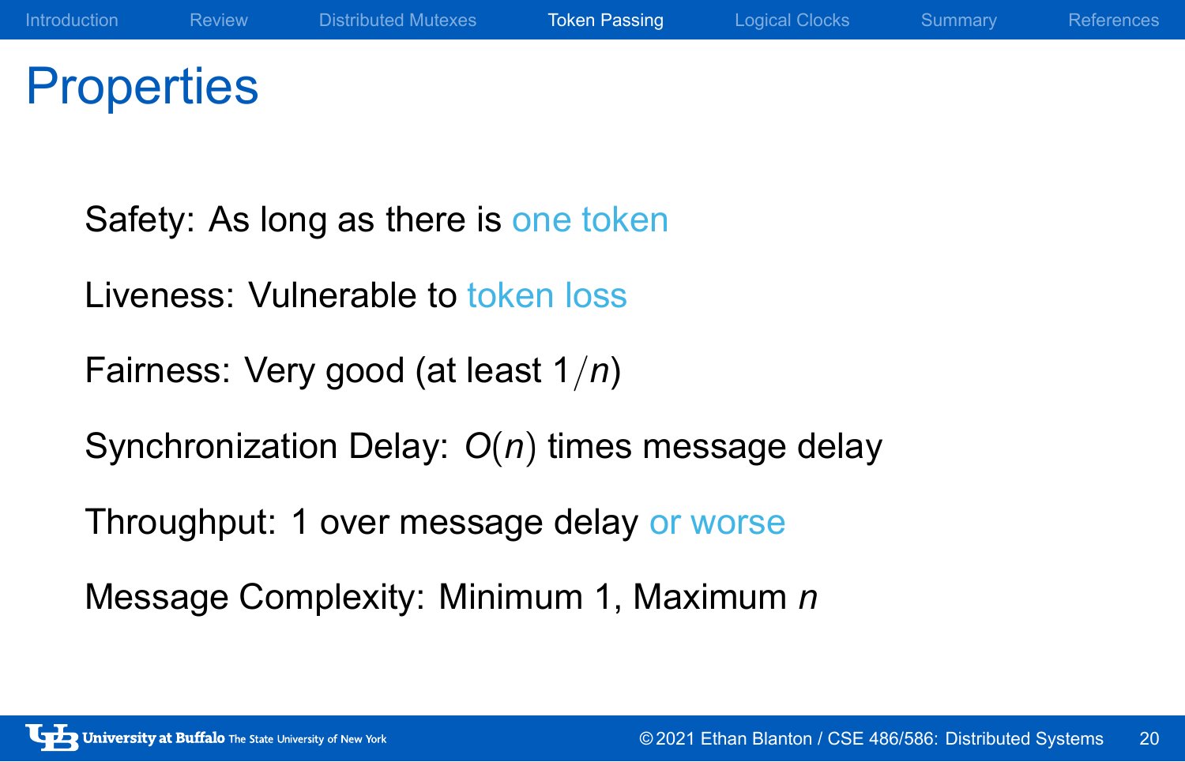# Properties

Safety: As long as there is one token

Liveness: Vulnerable to token loss

Fairness: Very good (at least $1/n$)

Synchronization Delay: $O(n)$ times message delay

Throughput: 1 over message delay or worse

Message Complexity: Minimum 1, Maximum $n$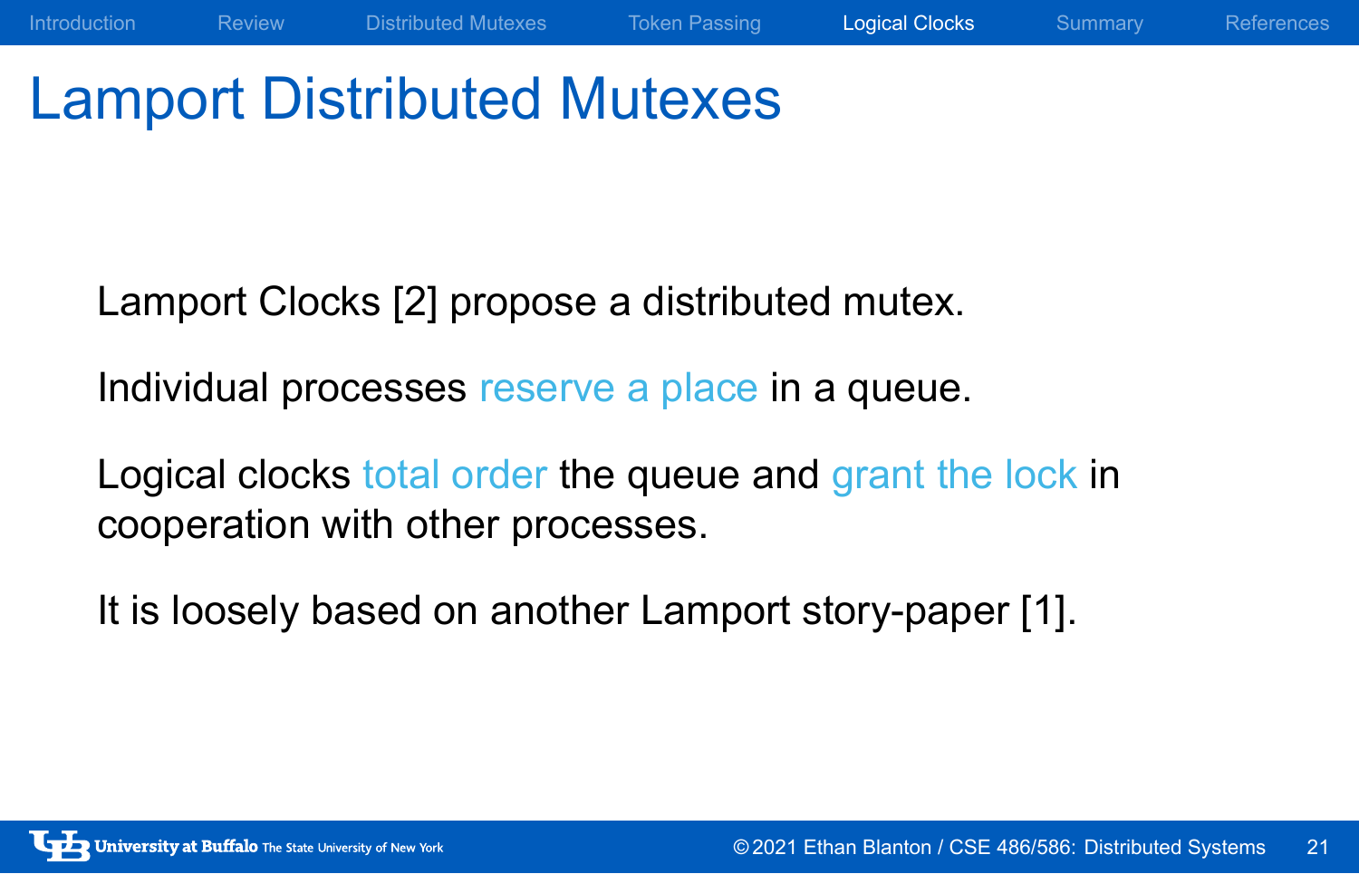# Lamport Distributed Mutexes

Lamport Clocks [2] propose a distributed mutex.

Individual processes reserve a place in a queue.

Logical clocks total order the queue and grant the lock in cooperation with other processes.

It is loosely based on another Lamport story-paper [1].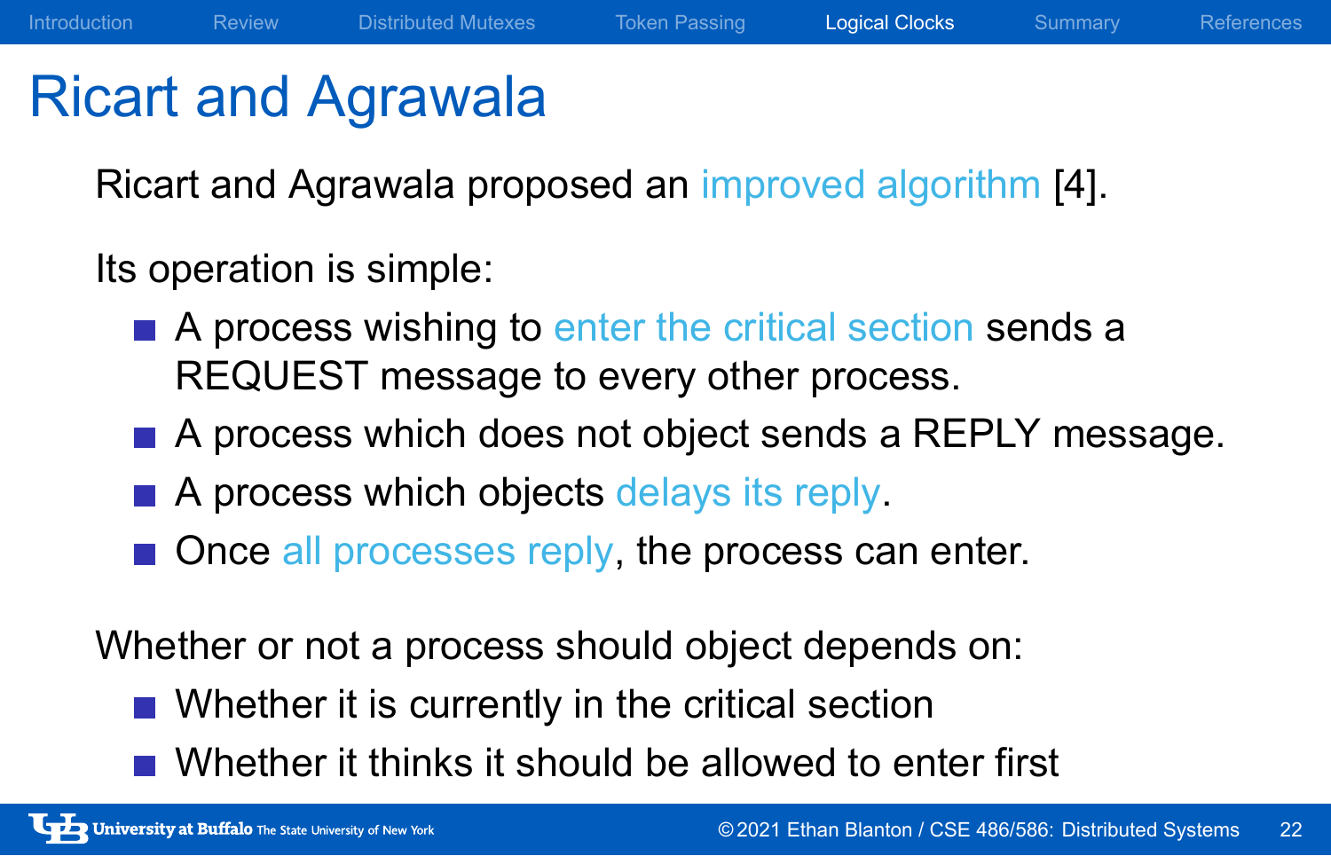# Ricart and Agrawala

Ricart and Agrawala proposed an improved algorithm [4].

Its operation is simple:

- A process wishing to enter the critical section sends a REQUEST message to every other process.
- A process which does not object sends a REPLY message.
- A process which objects delays its reply.
- Once all processes reply, the process can enter.

Whether or not a process should object depends on:

- Whether it is currently in the critical section
- Whether it thinks it should be allowed to enter first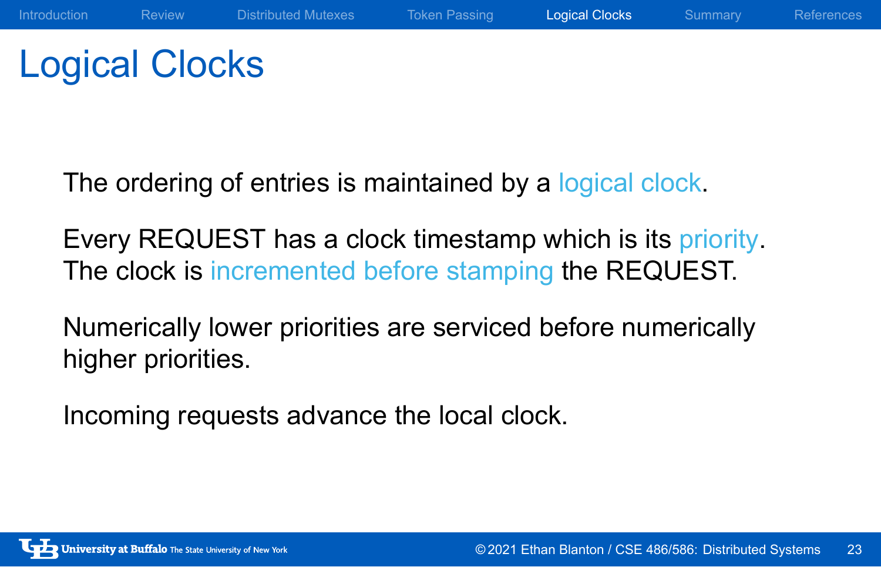# Logical Clocks

The ordering of entries is maintained by a logical clock.

Every REQUEST has a clock timestamp which is its priority. The clock is incremented before stamping the REQUEST.

Numerically lower priorities are serviced before numerically higher priorities.

Incoming requests advance the local clock.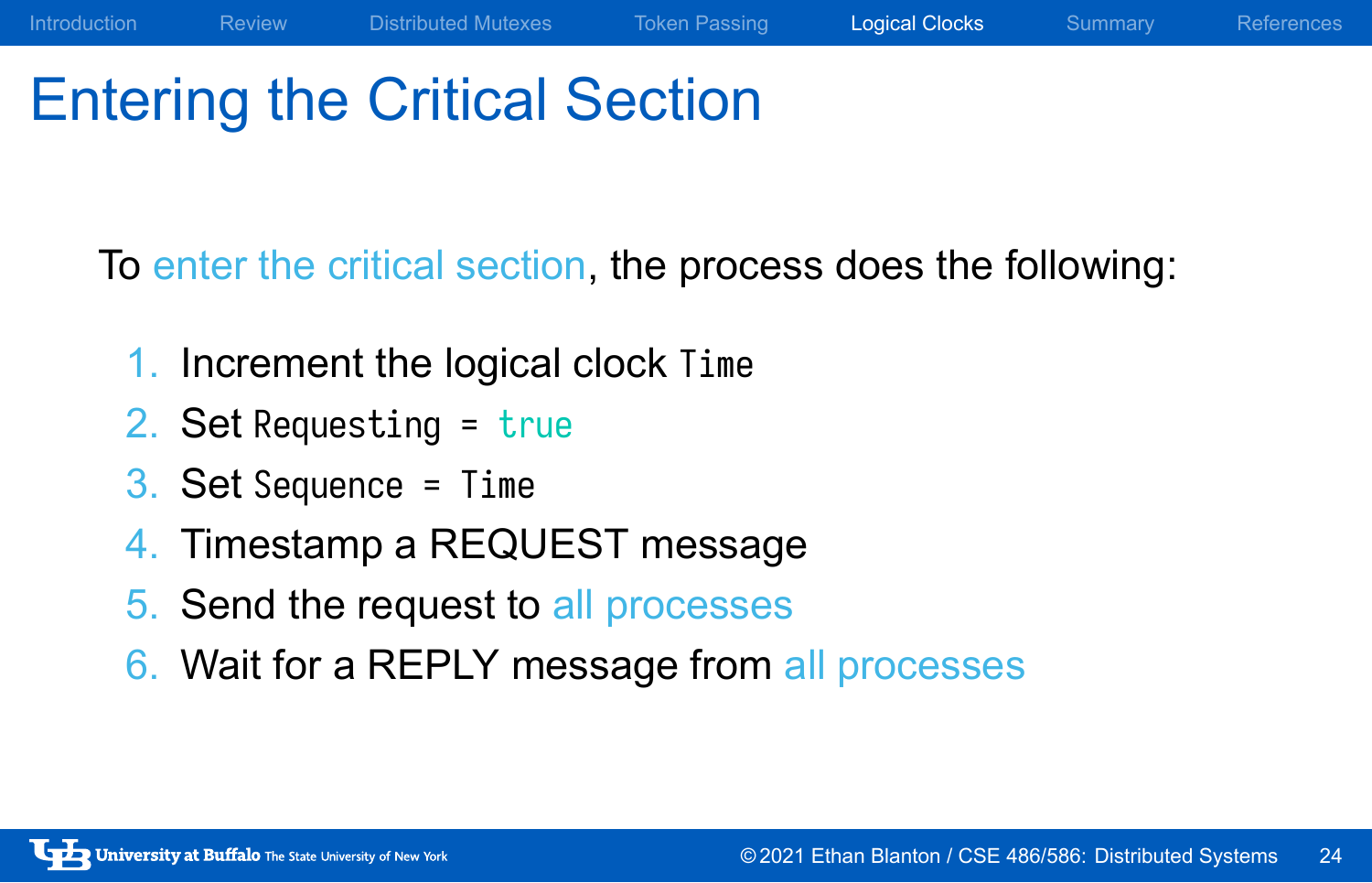# Entering the Critical Section

To enter the critical section, the process does the following:

1. Increment the logical clock `Time`
2. Set `Requesting = true`
3. Set `Sequence = Time`
4. Timestamp a REQUEST message
5. Send the request to all processes
6. Wait for a REPLY message from all processes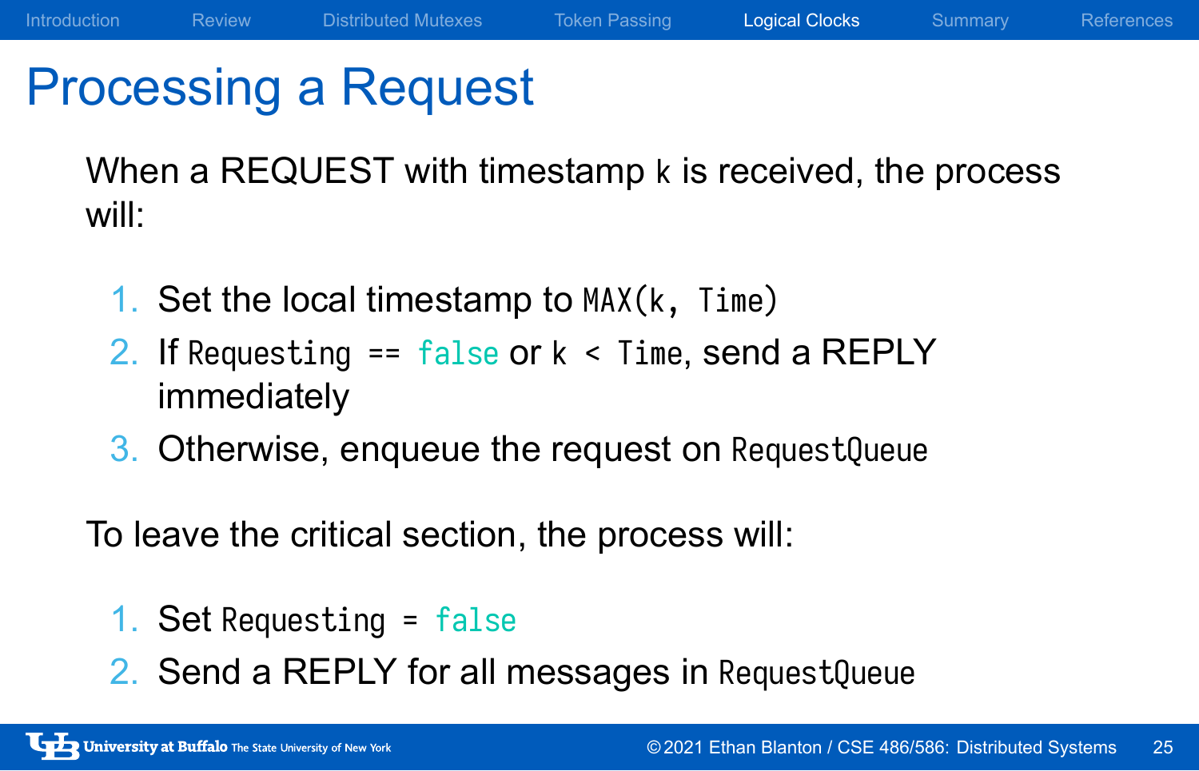# Processing a Request

When a REQUEST with timestamp `k` is received, the process will:

1. Set the local timestamp to `MAX(k, Time)`
2. If `Requesting == false` or `k < Time`, send a REPLY immediately
3. Otherwise, enqueue the request on `RequestQueue`

To leave the critical section, the process will:

1. Set `Requesting = false`
2. Send a REPLY for all messages in `RequestQueue`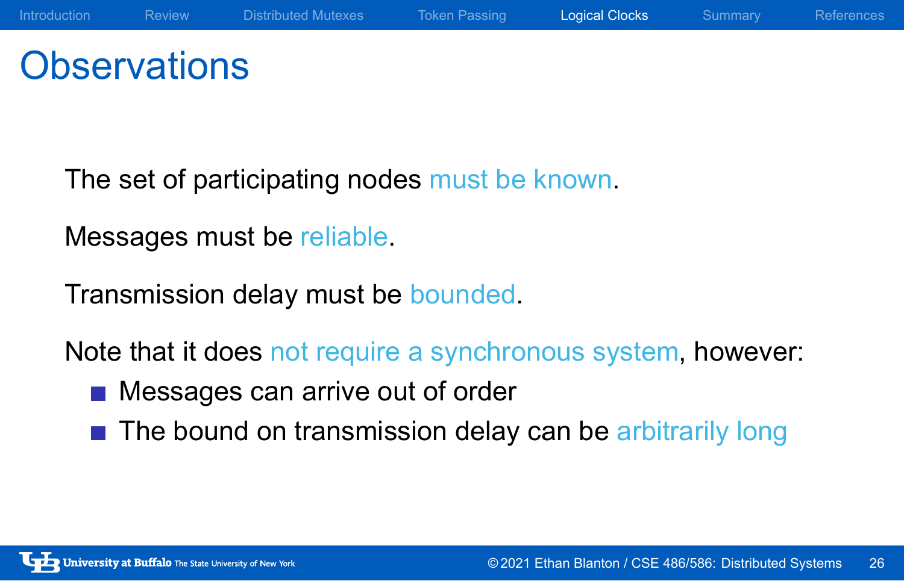# Observations

The set of participating nodes must be known.

Messages must be reliable.

Transmission delay must be bounded.

Note that it does not require a synchronous system, however:

- Messages can arrive out of order
- The bound on transmission delay can be arbitrarily long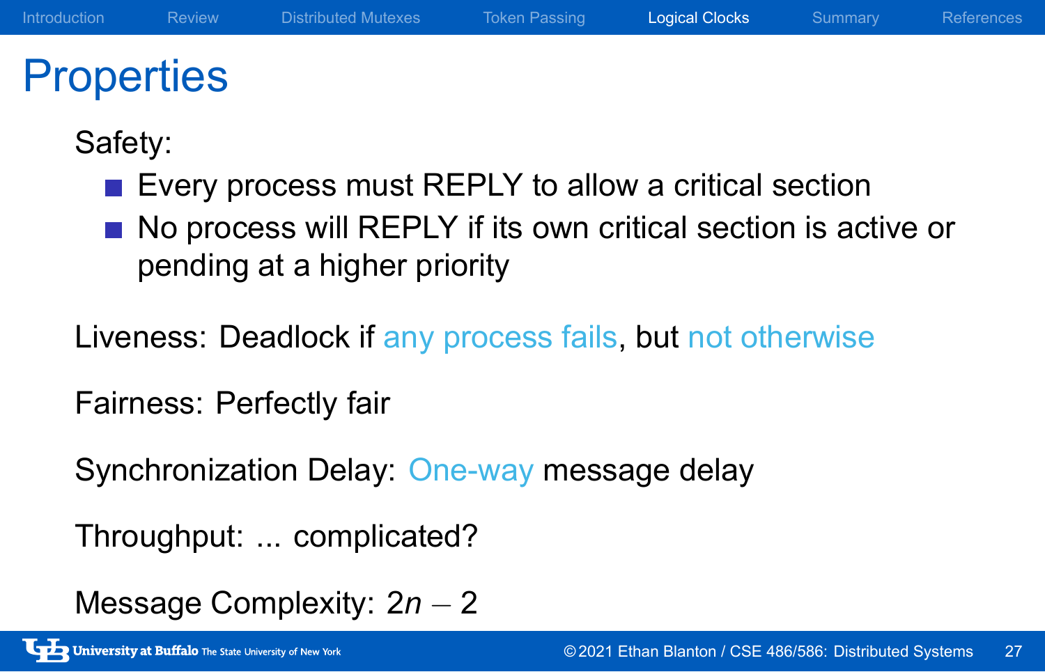# Properties

Safety:

- Every process must REPLY to allow a critical section
- No process will REPLY if its own critical section is active or pending at a higher priority

Liveness: Deadlock if any process fails, but not otherwise

Fairness: Perfectly fair

Synchronization Delay: One-way message delay

Throughput: ... complicated?

Message Complexity: $2n - 2$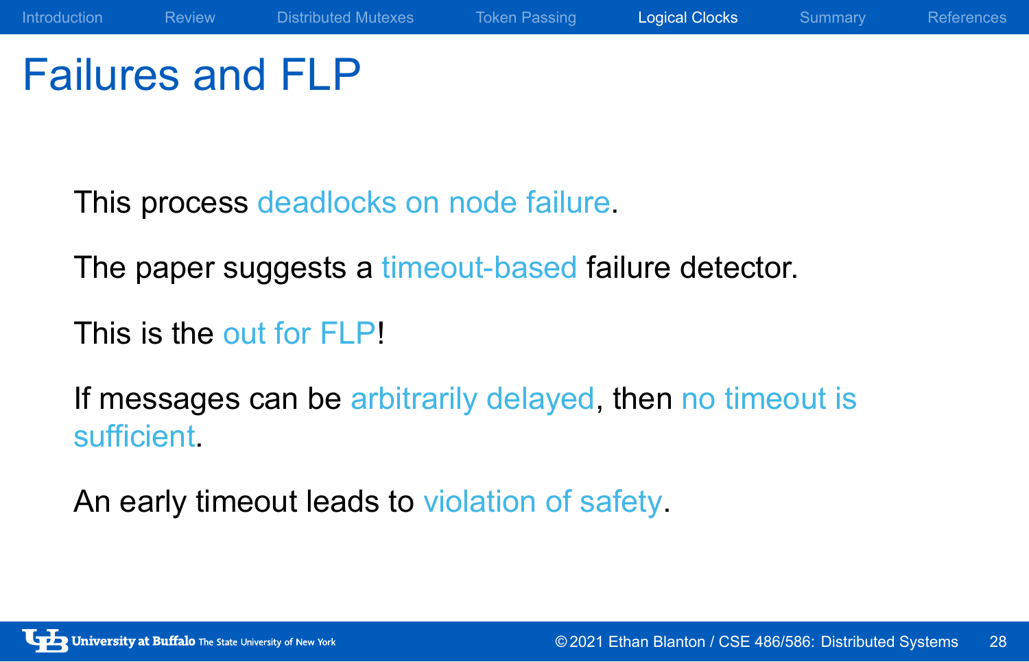# Failures and FLP

This process deadlocks on node failure.

The paper suggests a timeout-based failure detector.

This is the out for FLP!

If messages can be arbitrarily delayed, then no timeout is sufficient.

An early timeout leads to violation of safety.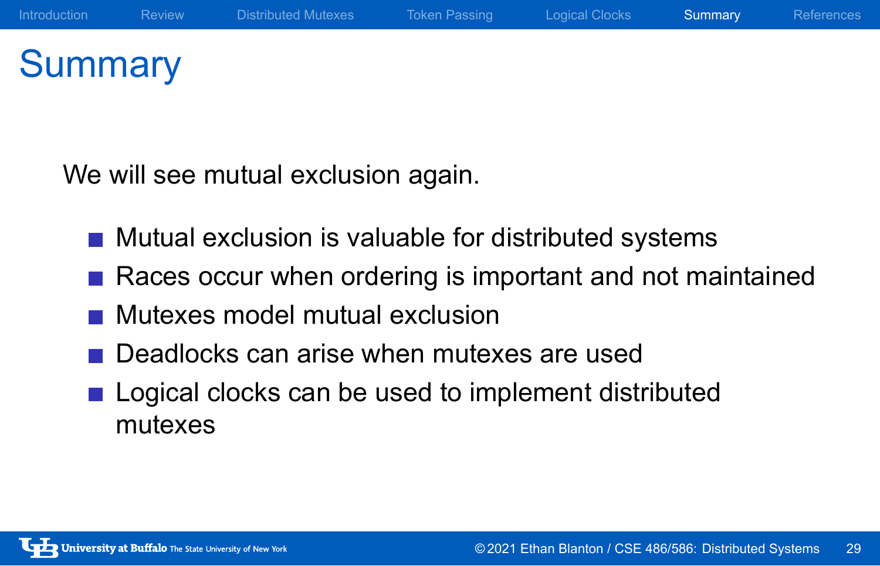# Summary

We will see mutual exclusion again.

- Mutual exclusion is valuable for distributed systems
- Races occur when ordering is important and not maintained
- Mutexes model mutual exclusion
- Deadlocks can arise when mutexes are used
- Logical clocks can be used to implement distributed mutexes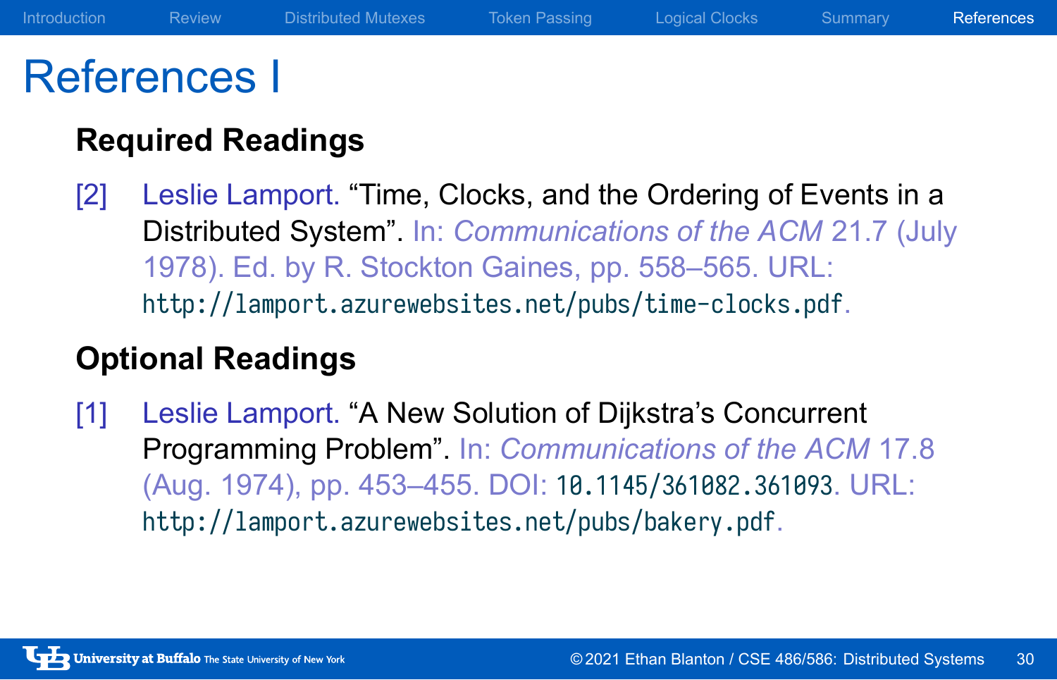# References I

## Required Readings

[2] Leslie Lamport. "Time, Clocks, and the Ordering of Events in a Distributed System". In: *Communications of the ACM* 21.7 (July 1978). Ed. by R. Stockton Gaines, pp. 558–565. URL: `http://lamport.azurewebsites.net/pubs/time-clocks.pdf`.

## Optional Readings

[1] Leslie Lamport. "A New Solution of Dijkstra's Concurrent Programming Problem". In: *Communications of the ACM* 17.8 (Aug. 1974), pp. 453–455. DOI: `10.1145/361082.361093`. URL: `http://lamport.azurewebsites.net/pubs/bakery.pdf`.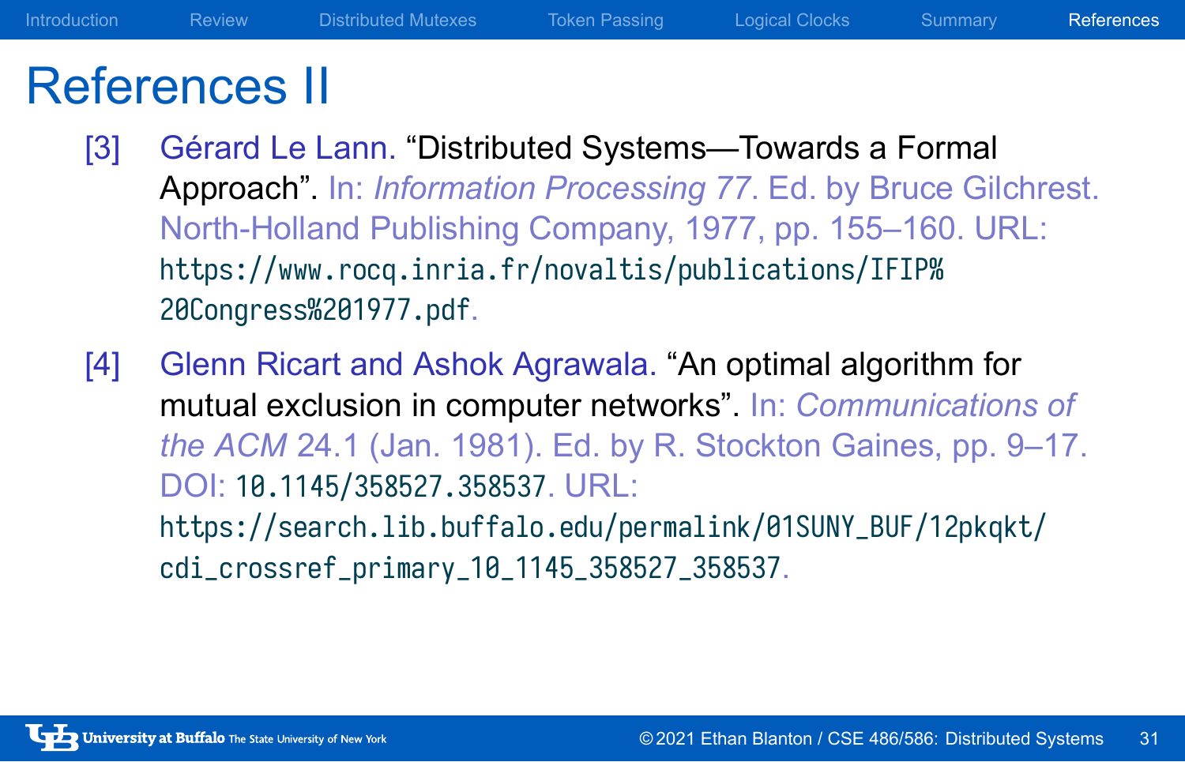# References II

[3] Gérard Le Lann. "Distributed Systems—Towards a Formal Approach". In: *Information Processing 77*. Ed. by Bruce Gilchrest. North-Holland Publishing Company, 1977, pp. 155–160. URL: https://www.rocq.inria.fr/novaltis/publications/IFIP%20Congress%201977.pdf.

[4] Glenn Ricart and Ashok Agrawala. "An optimal algorithm for mutual exclusion in computer networks". In: *Communications of the ACM* 24.1 (Jan. 1981). Ed. by R. Stockton Gaines, pp. 9–17. DOI: 10.1145/358527.358537. URL: https://search.lib.buffalo.edu/permalink/01SUNY_BUF/12pkqkt/cdi_crossref_primary_10_1145_358527_358537.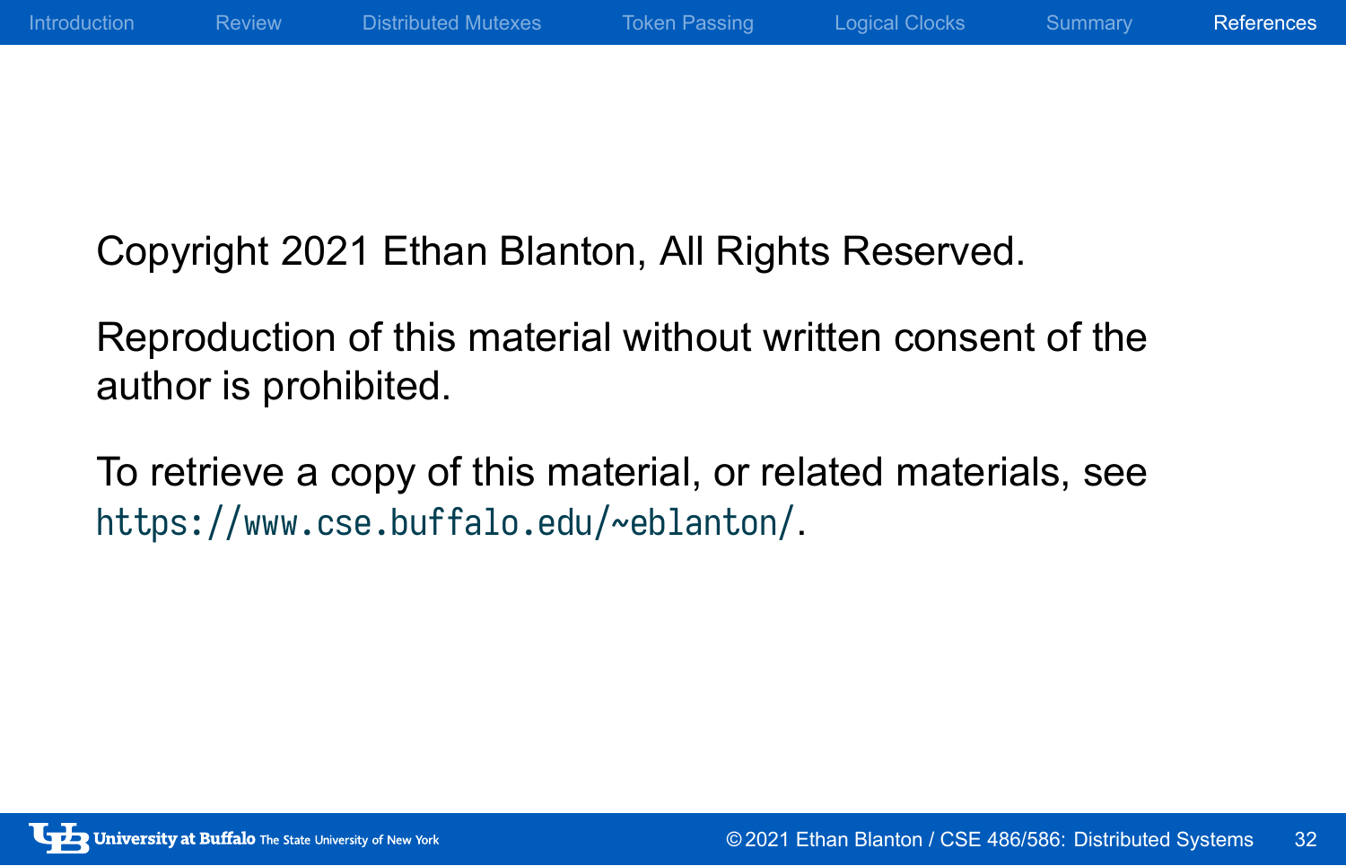Copyright 2021 Ethan Blanton, All Rights Reserved.

Reproduction of this material without written consent of the author is prohibited.

To retrieve a copy of this material, or related materials, see `https://www.cse.buffalo.edu/~eblanton/`.